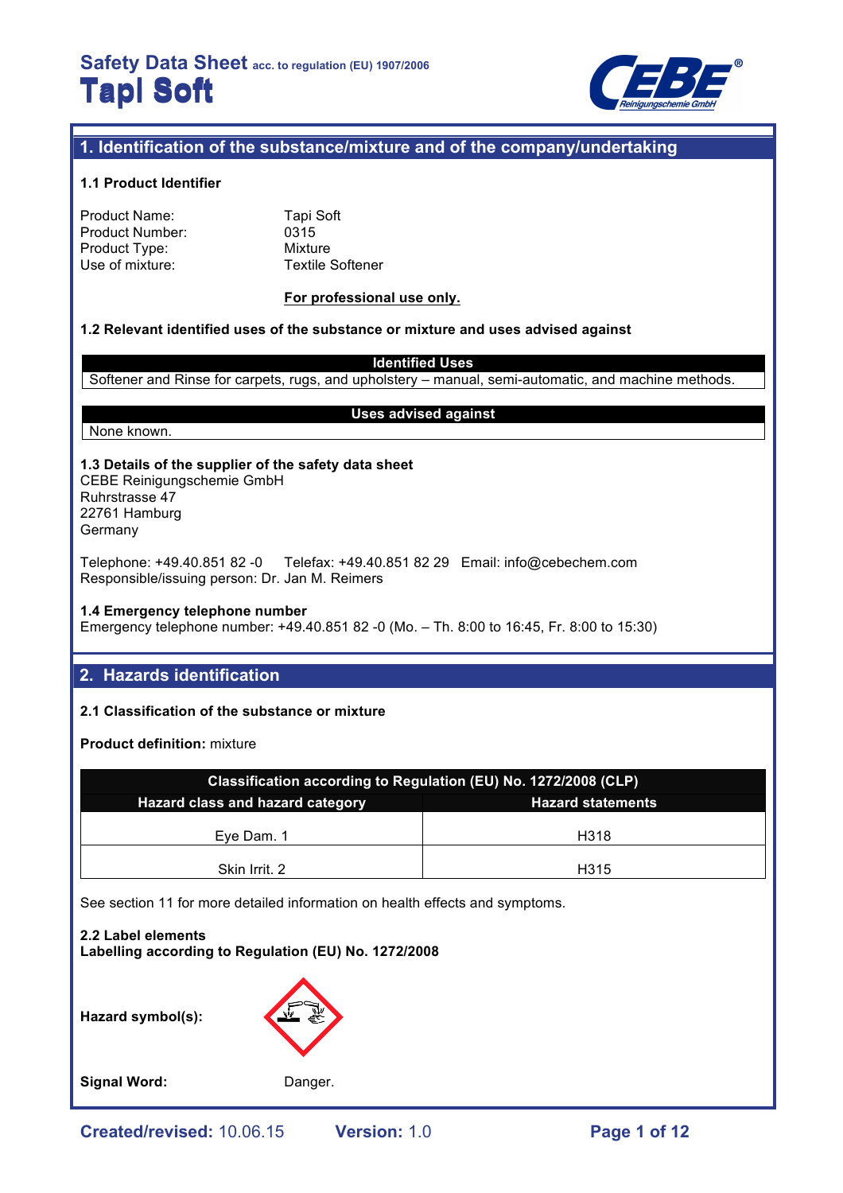# Safety Data Sheet acc. to regulation (EU) 1907/2006

# Tapi Soft

## 1. Identification of the substance/mixture and of the company/undertaking

### 1.1 Product Identifier

| | |
|---|---|
| Product Name: | Tapi Soft |
| Product Number: | 0315 |
| Product Type: | Mixture |
| Use of mixture: | Textile Softener |

**For professional use only.**

### 1.2 Relevant identified uses of the substance or mixture and uses advised against

| Identified Uses |
|---|
| Softener and Rinse for carpets, rugs, and upholstery – manual, semi-automatic, and machine methods. |

| Uses advised against |
|---|
| None known. |

### 1.3 Details of the supplier of the safety data sheet

CEBE Reinigungschemie GmbH
Ruhrstrasse 47
22761 Hamburg
Germany

Telephone: +49.40.851 82 -0 Telefax: +49.40.851 82 29 Email: info@cebechem.com
Responsible/issuing person: Dr. Jan M. Reimers

### 1.4 Emergency telephone number

Emergency telephone number: +49.40.851 82 -0 (Mo. – Th. 8:00 to 16:45, Fr. 8:00 to 15:30)

## 2. Hazards identification

### 2.1 Classification of the substance or mixture

**Product definition:** mixture

| Classification according to Regulation (EU) No. 1272/2008 (CLP) | |
|---|---|
| **Hazard class and hazard category** | **Hazard statements** |
| Eye Dam. 1 | H318 |
| Skin Irrit. 2 | H315 |

See section 11 for more detailed information on health effects and symptoms.

### 2.2 Label elements

**Labelling according to Regulation (EU) No. 1272/2008**

**Hazard symbol(s):**

**Signal Word:** Danger.

**Created/revised:** 10.06.15 **Version:** 1.0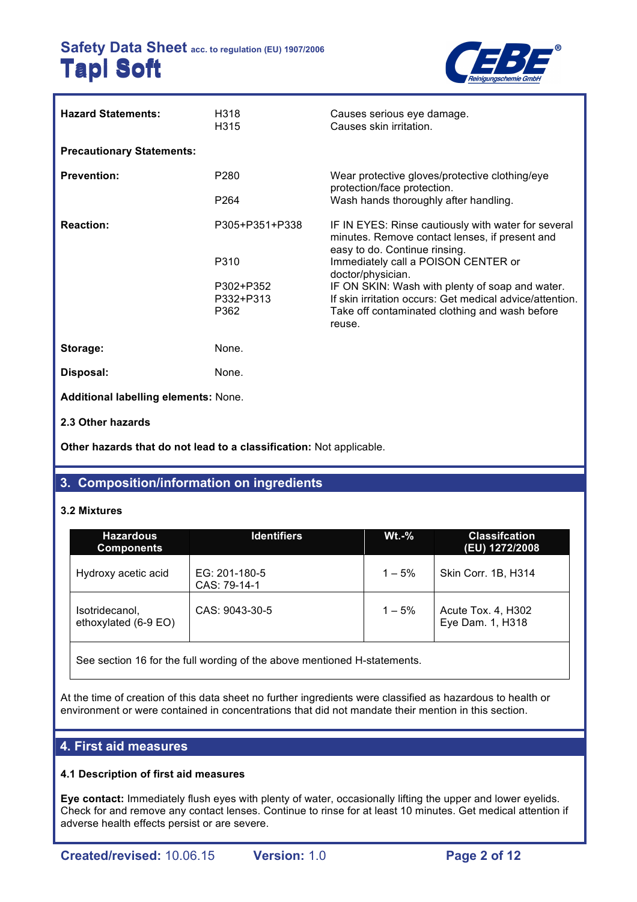| | | |
|---|---|---|
| **Hazard Statements:** | H318<br>H315 | Causes serious eye damage.<br>Causes skin irritation. |
| **Precautionary Statements:** | | |
| **Prevention:** | P280<br><br>P264 | Wear protective gloves/protective clothing/eye protection/face protection.<br>Wash hands thoroughly after handling. |
| **Reaction:** | P305+P351+P338<br><br>P310<br><br>P302+P352<br>P332+P313<br>P362 | IF IN EYES: Rinse cautiously with water for several minutes. Remove contact lenses, if present and easy to do. Continue rinsing.<br>Immediately call a POISON CENTER or doctor/physician.<br>IF ON SKIN: Wash with plenty of soap and water.<br>If skin irritation occurs: Get medical advice/attention.<br>Take off contaminated clothing and wash before reuse. |
| **Storage:** | None. | |
| **Disposal:** | None. | |

**Additional labelling elements:** None.

**2.3 Other hazards**

**Other hazards that do not lead to a classification:** Not applicable.

## 3. Composition/information on ingredients

**3.2 Mixtures**

| Hazardous Components | Identifiers | Wt.-% | Classifcation (EU) 1272/2008 |
|---|---|---|---|
| Hydroxy acetic acid | EG: 201-180-5<br>CAS: 79-14-1 | 1 – 5% | Skin Corr. 1B, H314 |
| Isotridecanol, ethoxylated (6-9 EO) | CAS: 9043-30-5 | 1 – 5% | Acute Tox. 4, H302<br>Eye Dam. 1, H318 |
| See section 16 for the full wording of the above mentioned H-statements. | | | |

At the time of creation of this data sheet no further ingredients were classified as hazardous to health or environment or were contained in concentrations that did not mandate their mention in this section.

## 4. First aid measures

**4.1 Description of first aid measures**

**Eye contact:** Immediately flush eyes with plenty of water, occasionally lifting the upper and lower eyelids. Check for and remove any contact lenses. Continue to rinse for at least 10 minutes. Get medical attention if adverse health effects persist or are severe.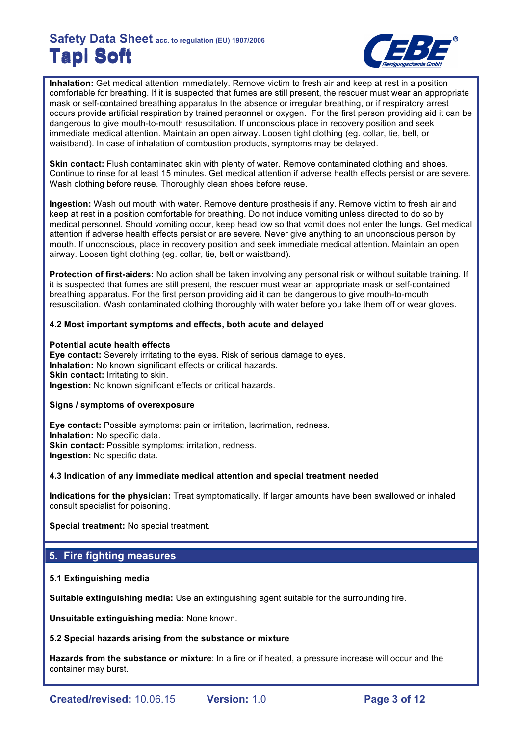**Inhalation:** Get medical attention immediately. Remove victim to fresh air and keep at rest in a position comfortable for breathing. If it is suspected that fumes are still present, the rescuer must wear an appropriate mask or self-contained breathing apparatus In the absence or irregular breathing, or if respiratory arrest occurs provide artificial respiration by trained personnel or oxygen. For the first person providing aid it can be dangerous to give mouth-to-mouth resuscitation. If unconscious place in recovery position and seek immediate medical attention. Maintain an open airway. Loosen tight clothing (eg. collar, tie, belt, or waistband). In case of inhalation of combustion products, symptoms may be delayed.

**Skin contact:** Flush contaminated skin with plenty of water. Remove contaminated clothing and shoes. Continue to rinse for at least 15 minutes. Get medical attention if adverse health effects persist or are severe. Wash clothing before reuse. Thoroughly clean shoes before reuse.

**Ingestion:** Wash out mouth with water. Remove denture prosthesis if any. Remove victim to fresh air and keep at rest in a position comfortable for breathing. Do not induce vomiting unless directed to do so by medical personnel. Should vomiting occur, keep head low so that vomit does not enter the lungs. Get medical attention if adverse health effects persist or are severe. Never give anything to an unconscious person by mouth. If unconscious, place in recovery position and seek immediate medical attention. Maintain an open airway. Loosen tight clothing (eg. collar, tie, belt or waistband).

**Protection of first-aiders:** No action shall be taken involving any personal risk or without suitable training. If it is suspected that fumes are still present, the rescuer must wear an appropriate mask or self-contained breathing apparatus. For the first person providing aid it can be dangerous to give mouth-to-mouth resuscitation. Wash contaminated clothing thoroughly with water before you take them off or wear gloves.

### 4.2 Most important symptoms and effects, both acute and delayed

**Potential acute health effects**
**Eye contact:** Severely irritating to the eyes. Risk of serious damage to eyes.
**Inhalation:** No known significant effects or critical hazards.
**Skin contact:** Irritating to skin.
**Ingestion:** No known significant effects or critical hazards.

**Signs / symptoms of overexposure**

**Eye contact:** Possible symptoms: pain or irritation, lacrimation, redness.
**Inhalation:** No specific data.
**Skin contact:** Possible symptoms: irritation, redness.
**Ingestion:** No specific data.

### 4.3 Indication of any immediate medical attention and special treatment needed

**Indications for the physician:** Treat symptomatically. If larger amounts have been swallowed or inhaled consult specialist for poisoning.

**Special treatment:** No special treatment.

## 5. Fire fighting measures

### 5.1 Extinguishing media

**Suitable extinguishing media:** Use an extinguishing agent suitable for the surrounding fire.

**Unsuitable extinguishing media:** None known.

### 5.2 Special hazards arising from the substance or mixture

**Hazards from the substance or mixture**: In a fire or if heated, a pressure increase will occur and the container may burst.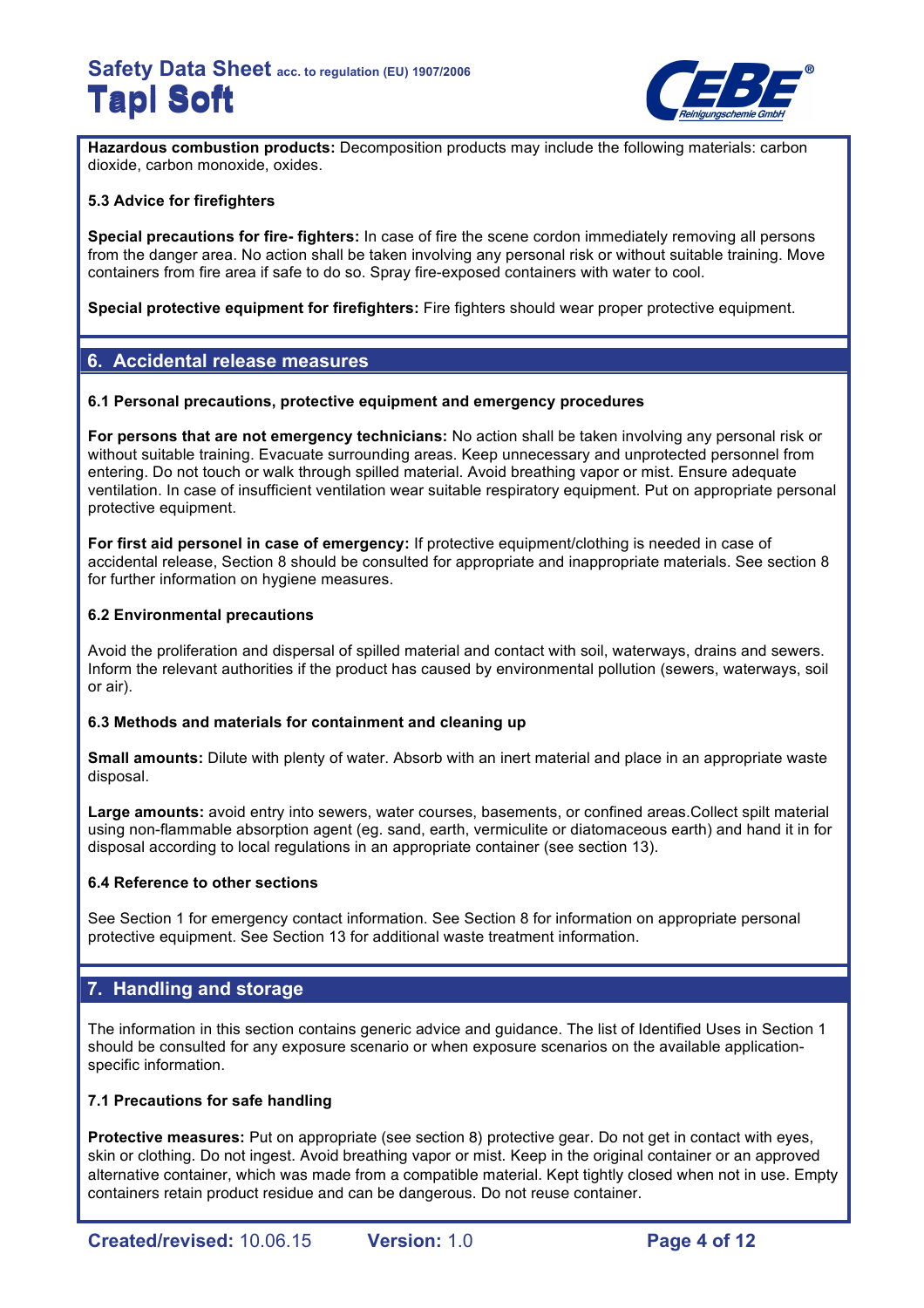**Hazardous combustion products:** Decomposition products may include the following materials: carbon dioxide, carbon monoxide, oxides.

### 5.3 Advice for firefighters

**Special precautions for fire- fighters:** In case of fire the scene cordon immediately removing all persons from the danger area. No action shall be taken involving any personal risk or without suitable training. Move containers from fire area if safe to do so. Spray fire-exposed containers with water to cool.

**Special protective equipment for firefighters:** Fire fighters should wear proper protective equipment.

## 6. Accidental release measures

### 6.1 Personal precautions, protective equipment and emergency procedures

**For persons that are not emergency technicians:** No action shall be taken involving any personal risk or without suitable training. Evacuate surrounding areas. Keep unnecessary and unprotected personnel from entering. Do not touch or walk through spilled material. Avoid breathing vapor or mist. Ensure adequate ventilation. In case of insufficient ventilation wear suitable respiratory equipment. Put on appropriate personal protective equipment.

**For first aid personel in case of emergency:** If protective equipment/clothing is needed in case of accidental release, Section 8 should be consulted for appropriate and inappropriate materials. See section 8 for further information on hygiene measures.

### 6.2 Environmental precautions

Avoid the proliferation and dispersal of spilled material and contact with soil, waterways, drains and sewers. Inform the relevant authorities if the product has caused by environmental pollution (sewers, waterways, soil or air).

### 6.3 Methods and materials for containment and cleaning up

**Small amounts:** Dilute with plenty of water. Absorb with an inert material and place in an appropriate waste disposal.

**Large amounts:** avoid entry into sewers, water courses, basements, or confined areas.Collect spilt material using non-flammable absorption agent (eg. sand, earth, vermiculite or diatomaceous earth) and hand it in for disposal according to local regulations in an appropriate container (see section 13).

### 6.4 Reference to other sections

See Section 1 for emergency contact information. See Section 8 for information on appropriate personal protective equipment. See Section 13 for additional waste treatment information.

## 7. Handling and storage

The information in this section contains generic advice and guidance. The list of Identified Uses in Section 1 should be consulted for any exposure scenario or when exposure scenarios on the available application-specific information.

### 7.1 Precautions for safe handling

**Protective measures:** Put on appropriate (see section 8) protective gear. Do not get in contact with eyes, skin or clothing. Do not ingest. Avoid breathing vapor or mist. Keep in the original container or an approved alternative container, which was made from a compatible material. Kept tightly closed when not in use. Empty containers retain product residue and can be dangerous. Do not reuse container.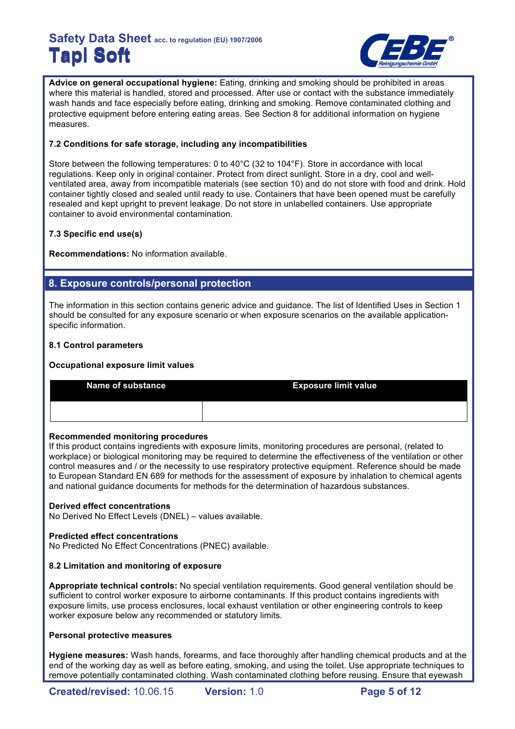**Advice on general occupational hygiene:** Eating, drinking and smoking should be prohibited in areas where this material is handled, stored and processed. After use or contact with the substance immediately wash hands and face especially before eating, drinking and smoking. Remove contaminated clothing and protective equipment before entering eating areas. See Section 8 for additional information on hygiene measures.

### 7.2 Conditions for safe storage, including any incompatibilities

Store between the following temperatures: 0 to 40°C (32 to 104°F). Store in accordance with local regulations. Keep only in original container. Protect from direct sunlight. Store in a dry, cool and well-ventilated area, away from incompatible materials (see section 10) and do not store with food and drink. Hold container tightly closed and sealed until ready to use. Containers that have been opened must be carefully resealed and kept upright to prevent leakage. Do not store in unlabelled containers. Use appropriate container to avoid environmental contamination.

### 7.3 Specific end use(s)

**Recommendations:** No information available.

## 8. Exposure controls/personal protection

The information in this section contains generic advice and guidance. The list of Identified Uses in Section 1 should be consulted for any exposure scenario or when exposure scenarios on the available application-specific information.

### 8.1 Control parameters

**Occupational exposure limit values**

| Name of substance | Exposure limit value |
| --- | --- |
| | |

**Recommended monitoring procedures**
If this product contains ingredients with exposure limits, monitoring procedures are personal, (related to workplace) or biological monitoring may be required to determine the effectiveness of the ventilation or other control measures and / or the necessity to use respiratory protective equipment. Reference should be made to European Standard EN 689 for methods for the assessment of exposure by inhalation to chemical agents and national guidance documents for methods for the determination of hazardous substances.

**Derived effect concentrations**
No Derived No Effect Levels (DNEL) – values available.

**Predicted effect concentrations**
No Predicted No Effect Concentrations (PNEC) available.

### 8.2 Limitation and monitoring of exposure

**Appropriate technical controls:** No special ventilation requirements. Good general ventilation should be sufficient to control worker exposure to airborne contaminants. If this product contains ingredients with exposure limits, use process enclosures, local exhaust ventilation or other engineering controls to keep worker exposure below any recommended or statutory limits.

**Personal protective measures**

**Hygiene measures:** Wash hands, forearms, and face thoroughly after handling chemical products and at the end of the working day as well as before eating, smoking, and using the toilet. Use appropriate techniques to remove potentially contaminated clothing. Wash contaminated clothing before reusing. Ensure that eyewash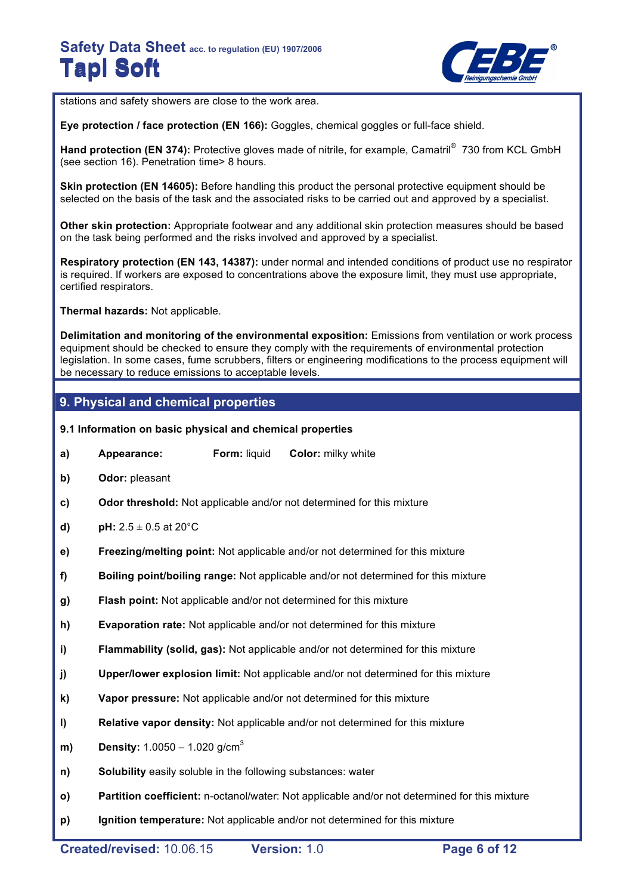stations and safety showers are close to the work area.

**Eye protection / face protection (EN 166):** Goggles, chemical goggles or full-face shield.

**Hand protection (EN 374):** Protective gloves made of nitrile, for example, Camatril® 730 from KCL GmbH (see section 16). Penetration time> 8 hours.

**Skin protection (EN 14605):** Before handling this product the personal protective equipment should be selected on the basis of the task and the associated risks to be carried out and approved by a specialist.

**Other skin protection:** Appropriate footwear and any additional skin protection measures should be based on the task being performed and the risks involved and approved by a specialist.

**Respiratory protection (EN 143, 14387):** under normal and intended conditions of product use no respirator is required. If workers are exposed to concentrations above the exposure limit, they must use appropriate, certified respirators.

**Thermal hazards:** Not applicable.

**Delimitation and monitoring of the environmental exposition:** Emissions from ventilation or work process equipment should be checked to ensure they comply with the requirements of environmental protection legislation. In some cases, fume scrubbers, filters or engineering modifications to the process equipment will be necessary to reduce emissions to acceptable levels.

## 9. Physical and chemical properties

### 9.1 Information on basic physical and chemical properties

**a)** **Appearance:** **Form:** liquid **Color:** milky white

**b)** **Odor:** pleasant

**c)** **Odor threshold:** Not applicable and/or not determined for this mixture

**d)** **pH:** 2.5 ± 0.5 at 20°C

**e)** **Freezing/melting point:** Not applicable and/or not determined for this mixture

**f)** **Boiling point/boiling range:** Not applicable and/or not determined for this mixture

**g)** **Flash point:** Not applicable and/or not determined for this mixture

**h)** **Evaporation rate:** Not applicable and/or not determined for this mixture

**i)** **Flammability (solid, gas):** Not applicable and/or not determined for this mixture

**j)** **Upper/lower explosion limit:** Not applicable and/or not determined for this mixture

**k)** **Vapor pressure:** Not applicable and/or not determined for this mixture

**l)** **Relative vapor density:** Not applicable and/or not determined for this mixture

**m)** **Density:** 1.0050 – 1.020 g/cm$^3$

**n)** **Solubility** easily soluble in the following substances: water

**o)** **Partition coefficient:** n-octanol/water: Not applicable and/or not determined for this mixture

**p)** **Ignition temperature:** Not applicable and/or not determined for this mixture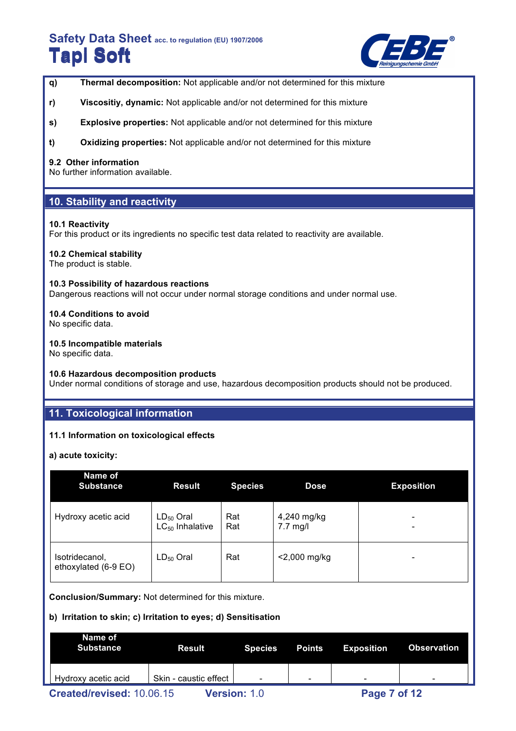**q)** **Thermal decomposition:** Not applicable and/or not determined for this mixture

**r)** **Viscositiy, dynamic:** Not applicable and/or not determined for this mixture

**s)** **Explosive properties:** Not applicable and/or not determined for this mixture

**t)** **Oxidizing properties:** Not applicable and/or not determined for this mixture

**9.2 Other information**
No further information available.

## 10. Stability and reactivity

**10.1 Reactivity**
For this product or its ingredients no specific test data related to reactivity are available.

**10.2 Chemical stability**
The product is stable.

**10.3 Possibility of hazardous reactions**
Dangerous reactions will not occur under normal storage conditions and under normal use.

**10.4 Conditions to avoid**
No specific data.

**10.5 Incompatible materials**
No specific data.

**10.6 Hazardous decomposition products**
Under normal conditions of storage and use, hazardous decomposition products should not be produced.

## 11. Toxicological information

**11.1 Information on toxicological effects**

**a) acute toxicity:**

| Name of Substance | Result | Species | Dose | Exposition |
|---|---|---|---|---|
| Hydroxy acetic acid | $LD_{50}$ Oral<br>$LC_{50}$ Inhalative | Rat<br>Rat | 4,240 mg/kg<br>7.7 mg/l | -<br>- |
| Isotridecanol, ethoxylated (6-9 EO) | $LD_{50}$ Oral | Rat | <2,000 mg/kg | - |

**Conclusion/Summary:** Not determined for this mixture.

**b) Irritation to skin; c) Irritation to eyes; d) Sensitisation**

| Name of Substance | Result | Species | Points | Exposition | Observation |
|---|---|---|---|---|---|
| Hydroxy acetic acid | Skin - caustic effect | - | - | - | - |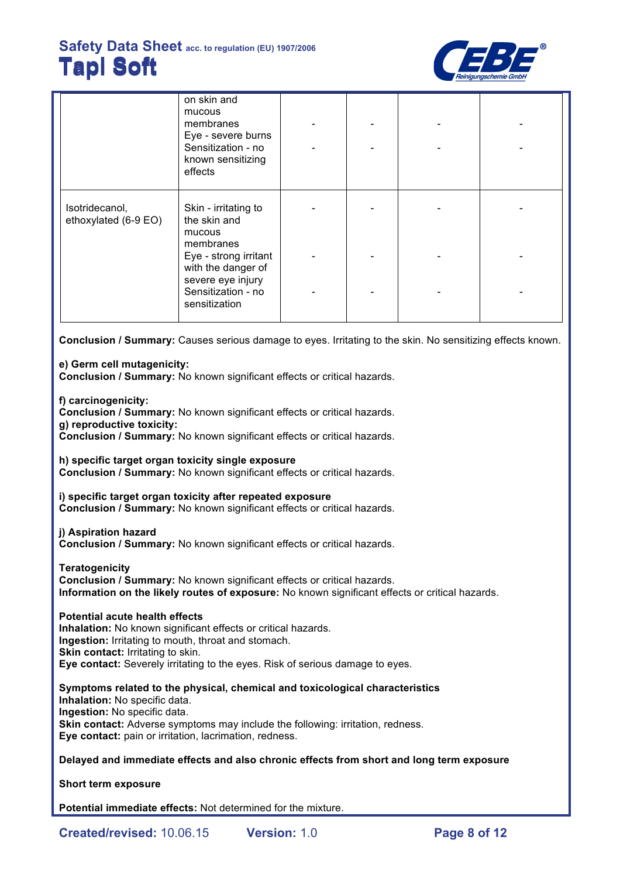| | | | | | |
|---|---|---|---|---|---|
| | on skin and mucous membranes<br>Eye - severe burns<br>Sensitization - no known sensitizing effects | -<br>- | -<br>- | -<br>- | -<br>- |
| Isotridecanol, ethoxylated (6-9 EO) | Skin - irritating to the skin and mucous membranes<br>Eye - strong irritant with the danger of severe eye injury<br>Sensitization - no sensitization | -<br>-<br>- | -<br>-<br>- | -<br>-<br>- | -<br>-<br>- |

**Conclusion / Summary:** Causes serious damage to eyes. Irritating to the skin. No sensitizing effects known.

**e) Germ cell mutagenicity:**
**Conclusion / Summary:** No known significant effects or critical hazards.

**f) carcinogenicity:**
**Conclusion / Summary:** No known significant effects or critical hazards.
**g) reproductive toxicity:**
**Conclusion / Summary:** No known significant effects or critical hazards.

**h) specific target organ toxicity single exposure**
**Conclusion / Summary:** No known significant effects or critical hazards.

**i) specific target organ toxicity after repeated exposure**
**Conclusion / Summary:** No known significant effects or critical hazards.

**j) Aspiration hazard**
**Conclusion / Summary:** No known significant effects or critical hazards.

**Teratogenicity**
**Conclusion / Summary:** No known significant effects or critical hazards.
**Information on the likely routes of exposure:** No known significant effects or critical hazards.

**Potential acute health effects**
**Inhalation:** No known significant effects or critical hazards.
**Ingestion:** Irritating to mouth, throat and stomach.
**Skin contact:** Irritating to skin.
**Eye contact:** Severely irritating to the eyes. Risk of serious damage to eyes.

**Symptoms related to the physical, chemical and toxicological characteristics**
**Inhalation:** No specific data.
**Ingestion:** No specific data.
**Skin contact:** Adverse symptoms may include the following: irritation, redness.
**Eye contact:** pain or irritation, lacrimation, redness.

**Delayed and immediate effects and also chronic effects from short and long term exposure**

**Short term exposure**

**Potential immediate effects:** Not determined for the mixture.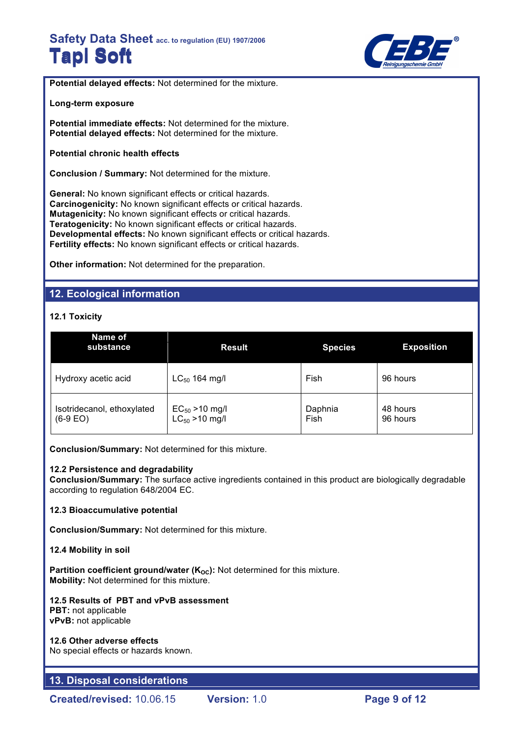**Potential delayed effects:** Not determined for the mixture.

**Long-term exposure**

**Potential immediate effects:** Not determined for the mixture.
**Potential delayed effects:** Not determined for the mixture.

**Potential chronic health effects**

**Conclusion / Summary:** Not determined for the mixture.

**General:** No known significant effects or critical hazards.
**Carcinogenicity:** No known significant effects or critical hazards.
**Mutagenicity:** No known significant effects or critical hazards.
**Teratogenicity:** No known significant effects or critical hazards.
**Developmental effects:** No known significant effects or critical hazards.
**Fertility effects:** No known significant effects or critical hazards.

**Other information:** Not determined for the preparation.

## 12. Ecological information

### 12.1 Toxicity

| Name of substance | Result | Species | Exposition |
|---|---|---|---|
| Hydroxy acetic acid | $LC_{50}$ 164 mg/l | Fish | 96 hours |
| Isotridecanol, ethoxylated (6-9 EO) | $EC_{50}$ >10 mg/l<br>$LC_{50}$ >10 mg/l | Daphnia<br>Fish | 48 hours<br>96 hours |

**Conclusion/Summary:** Not determined for this mixture.

### 12.2 Persistence and degradability

**Conclusion/Summary:** The surface active ingredients contained in this product are biologically degradable according to regulation 648/2004 EC.

### 12.3 Bioaccumulative potential

**Conclusion/Summary:** Not determined for this mixture.

### 12.4 Mobility in soil

**Partition coefficient ground/water ($K_{OC}$):** Not determined for this mixture.
**Mobility:** Not determined for this mixture.

### 12.5 Results of PBT and vPvB assessment

**PBT:** not applicable
**vPvB:** not applicable

### 12.6 Other adverse effects

No special effects or hazards known.

## 13. Disposal considerations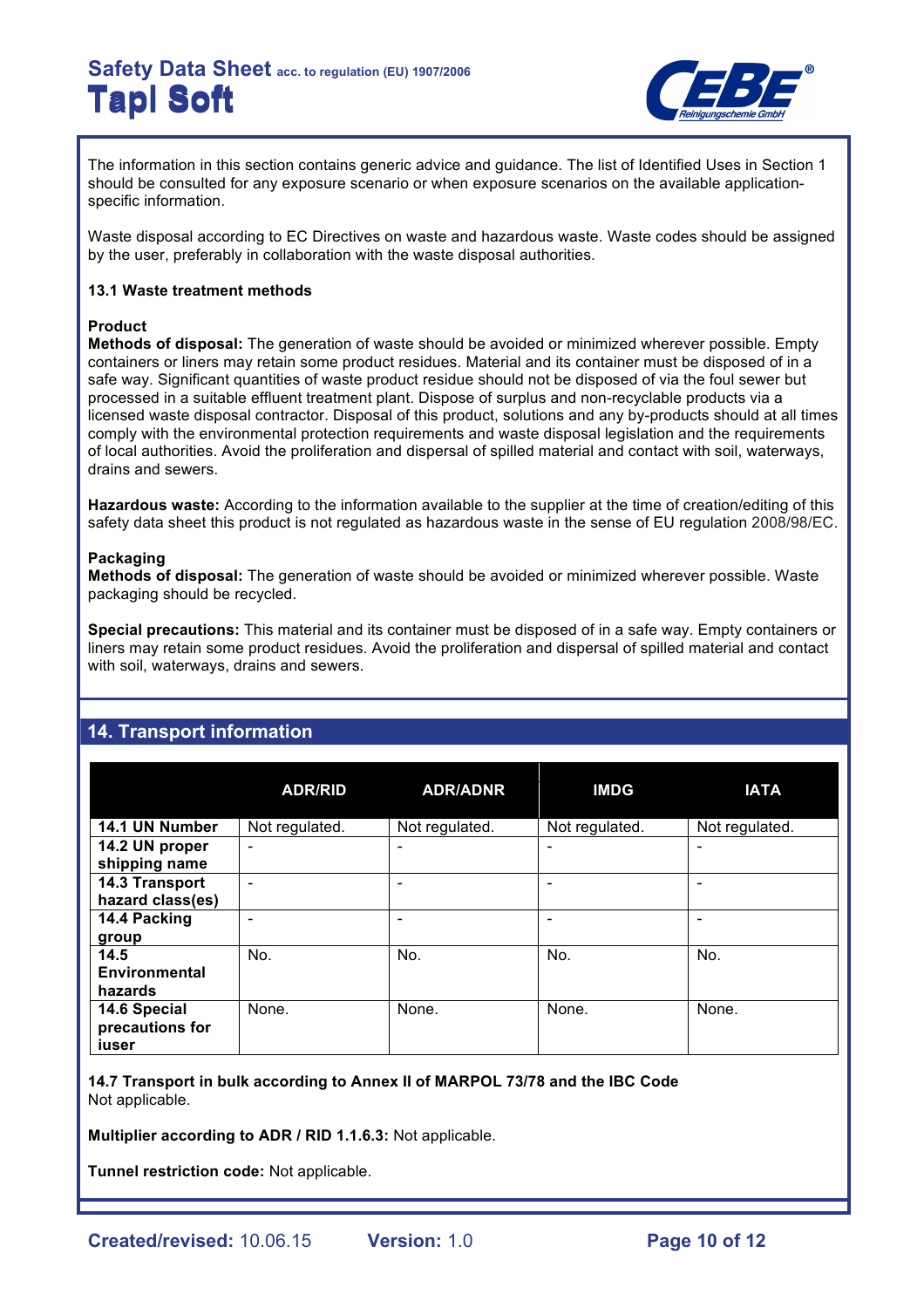The information in this section contains generic advice and guidance. The list of Identified Uses in Section 1 should be consulted for any exposure scenario or when exposure scenarios on the available application-specific information.

Waste disposal according to EC Directives on waste and hazardous waste. Waste codes should be assigned by the user, preferably in collaboration with the waste disposal authorities.

### 13.1 Waste treatment methods

**Product**

**Methods of disposal:** The generation of waste should be avoided or minimized wherever possible. Empty containers or liners may retain some product residues. Material and its container must be disposed of in a safe way. Significant quantities of waste product residue should not be disposed of via the foul sewer but processed in a suitable effluent treatment plant. Dispose of surplus and non-recyclable products via a licensed waste disposal contractor. Disposal of this product, solutions and any by-products should at all times comply with the environmental protection requirements and waste disposal legislation and the requirements of local authorities. Avoid the proliferation and dispersal of spilled material and contact with soil, waterways, drains and sewers.

**Hazardous waste:** According to the information available to the supplier at the time of creation/editing of this safety data sheet this product is not regulated as hazardous waste in the sense of EU regulation 2008/98/EC.

**Packaging**

**Methods of disposal:** The generation of waste should be avoided or minimized wherever possible. Waste packaging should be recycled.

**Special precautions:** This material and its container must be disposed of in a safe way. Empty containers or liners may retain some product residues. Avoid the proliferation and dispersal of spilled material and contact with soil, waterways, drains and sewers.

## 14. Transport information

| | ADR/RID | ADR/ADNR | IMDG | IATA |
|---|---|---|---|---|
| **14.1 UN Number** | Not regulated. | Not regulated. | Not regulated. | Not regulated. |
| **14.2 UN proper shipping name** | - | - | - | - |
| **14.3 Transport hazard class(es)** | - | - | - | - |
| **14.4 Packing group** | - | - | - | - |
| **14.5 Environmental hazards** | No. | No. | No. | No. |
| **14.6 Special precautions for iuser** | None. | None. | None. | None. |

**14.7 Transport in bulk according to Annex II of MARPOL 73/78 and the IBC Code**
Not applicable.

**Multiplier according to ADR / RID 1.1.6.3:** Not applicable.

**Tunnel restriction code:** Not applicable.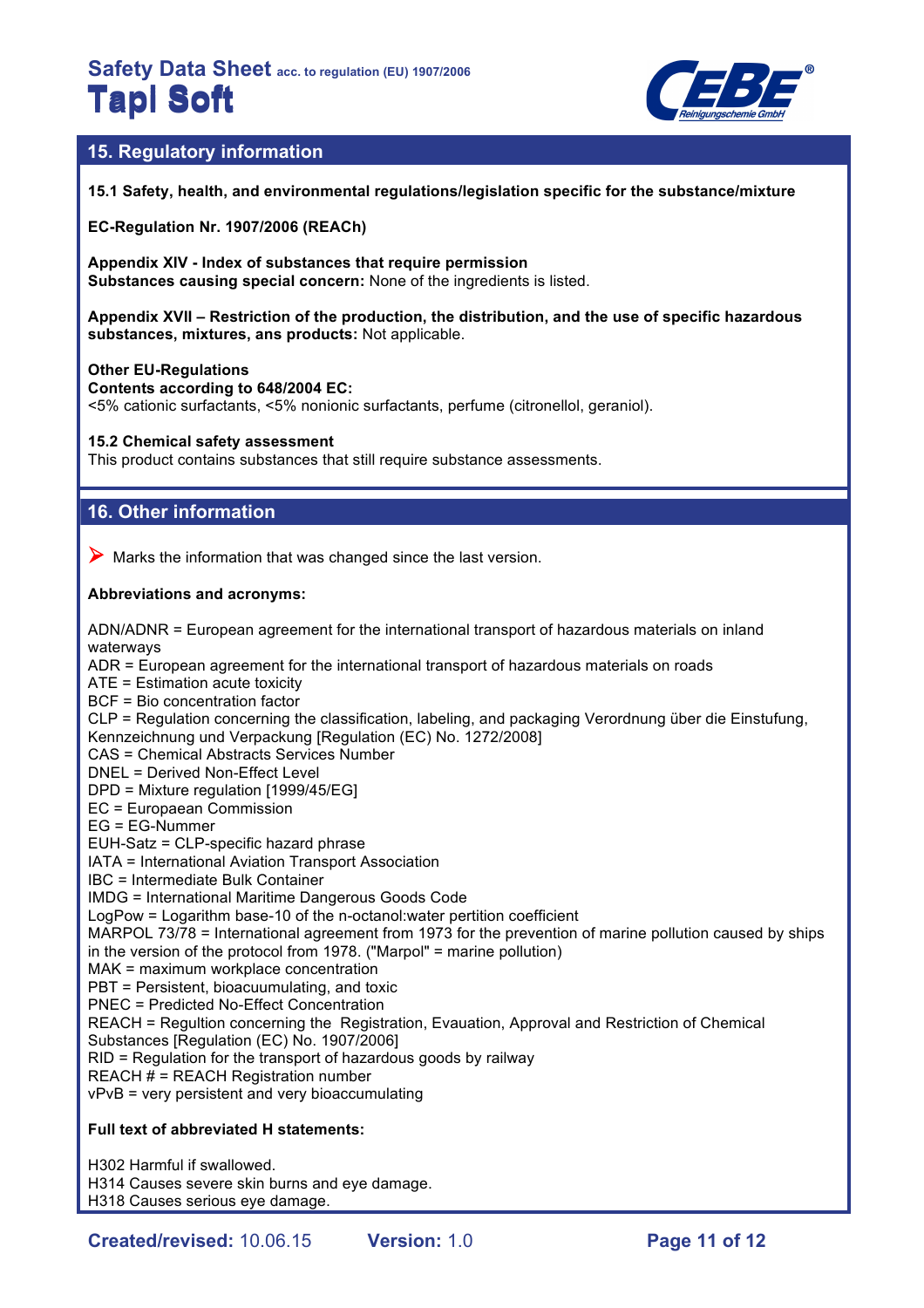## 15. Regulatory information

**15.1 Safety, health, and environmental regulations/legislation specific for the substance/mixture**

**EC-Regulation Nr. 1907/2006 (REACh)**

**Appendix XIV - Index of substances that require permission**
**Substances causing special concern:** None of the ingredients is listed.

**Appendix XVII – Restriction of the production, the distribution, and the use of specific hazardous substances, mixtures, ans products:** Not applicable.

**Other EU-Regulations**
**Contents according to 648/2004 EC:**
<5% cationic surfactants, <5% nonionic surfactants, perfume (citronellol, geraniol).

**15.2 Chemical safety assessment**
This product contains substances that still require substance assessments.

## 16. Other information

➤ Marks the information that was changed since the last version.

**Abbreviations and acronyms:**

ADN/ADNR = European agreement for the international transport of hazardous materials on inland waterways
ADR = European agreement for the international transport of hazardous materials on roads
ATE = Estimation acute toxicity
BCF = Bio concentration factor
CLP = Regulation concerning the classification, labeling, and packaging Verordnung über die Einstufung, Kennzeichnung und Verpackung [Regulation (EC) No. 1272/2008]
CAS = Chemical Abstracts Services Number
DNEL = Derived Non-Effect Level
DPD = Mixture regulation [1999/45/EG]
EC = Europaean Commission
EG = EG-Nummer
EUH-Satz = CLP-specific hazard phrase
IATA = International Aviation Transport Association
IBC = Intermediate Bulk Container
IMDG = International Maritime Dangerous Goods Code
LogPow = Logarithm base-10 of the n-octanol:water pertition coefficient
MARPOL 73/78 = International agreement from 1973 for the prevention of marine pollution caused by ships in the version of the protocol from 1978. ("Marpol" = marine pollution)
MAK = maximum workplace concentration
PBT = Persistent, bioacuumulating, and toxic
PNEC = Predicted No-Effect Concentration
REACH = Regultion concerning the Registration, Evauation, Approval and Restriction of Chemical Substances [Regulation (EC) No. 1907/2006]
RID = Regulation for the transport of hazardous goods by railway
REACH # = REACH Registration number
vPvB = very persistent and very bioaccumulating

**Full text of abbreviated H statements:**

H302 Harmful if swallowed.
H314 Causes severe skin burns and eye damage.
H318 Causes serious eye damage.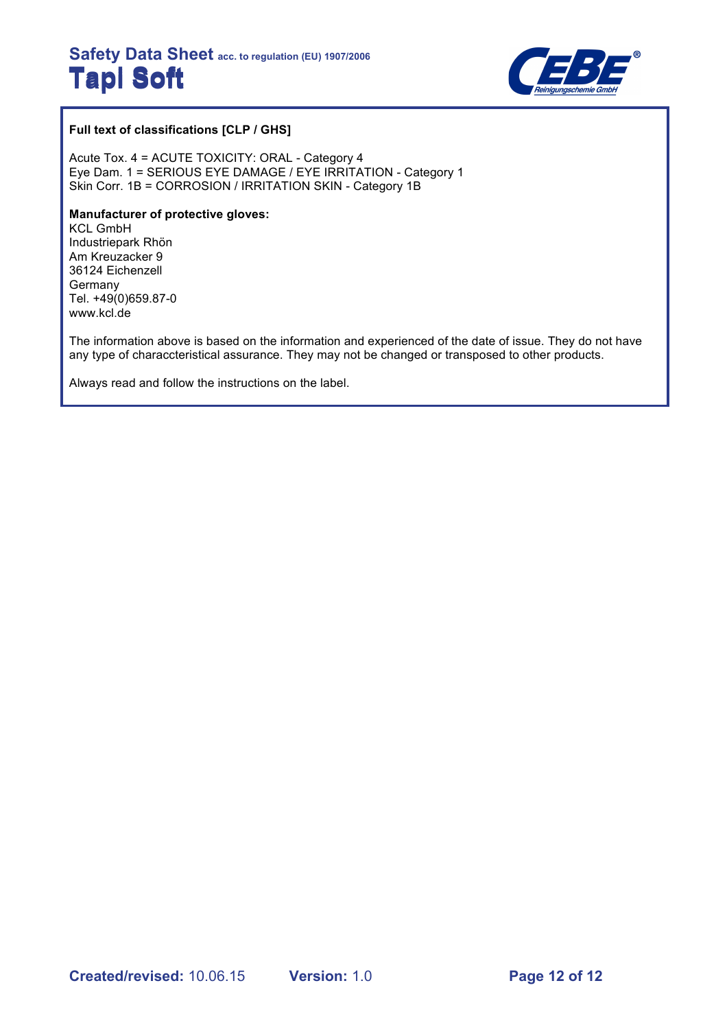**Full text of classifications [CLP / GHS]**

Acute Tox. 4 = ACUTE TOXICITY: ORAL - Category 4
Eye Dam. 1 = SERIOUS EYE DAMAGE / EYE IRRITATION - Category 1
Skin Corr. 1B = CORROSION / IRRITATION SKIN - Category 1B

**Manufacturer of protective gloves:**
KCL GmbH
Industriepark Rhön
Am Kreuzacker 9
36124 Eichenzell
Germany
Tel. +49(0)659.87-0
www.kcl.de

The information above is based on the information and experienced of the date of issue. They do not have any type of characcteristical assurance. They may not be changed or transposed to other products.

Always read and follow the instructions on the label.